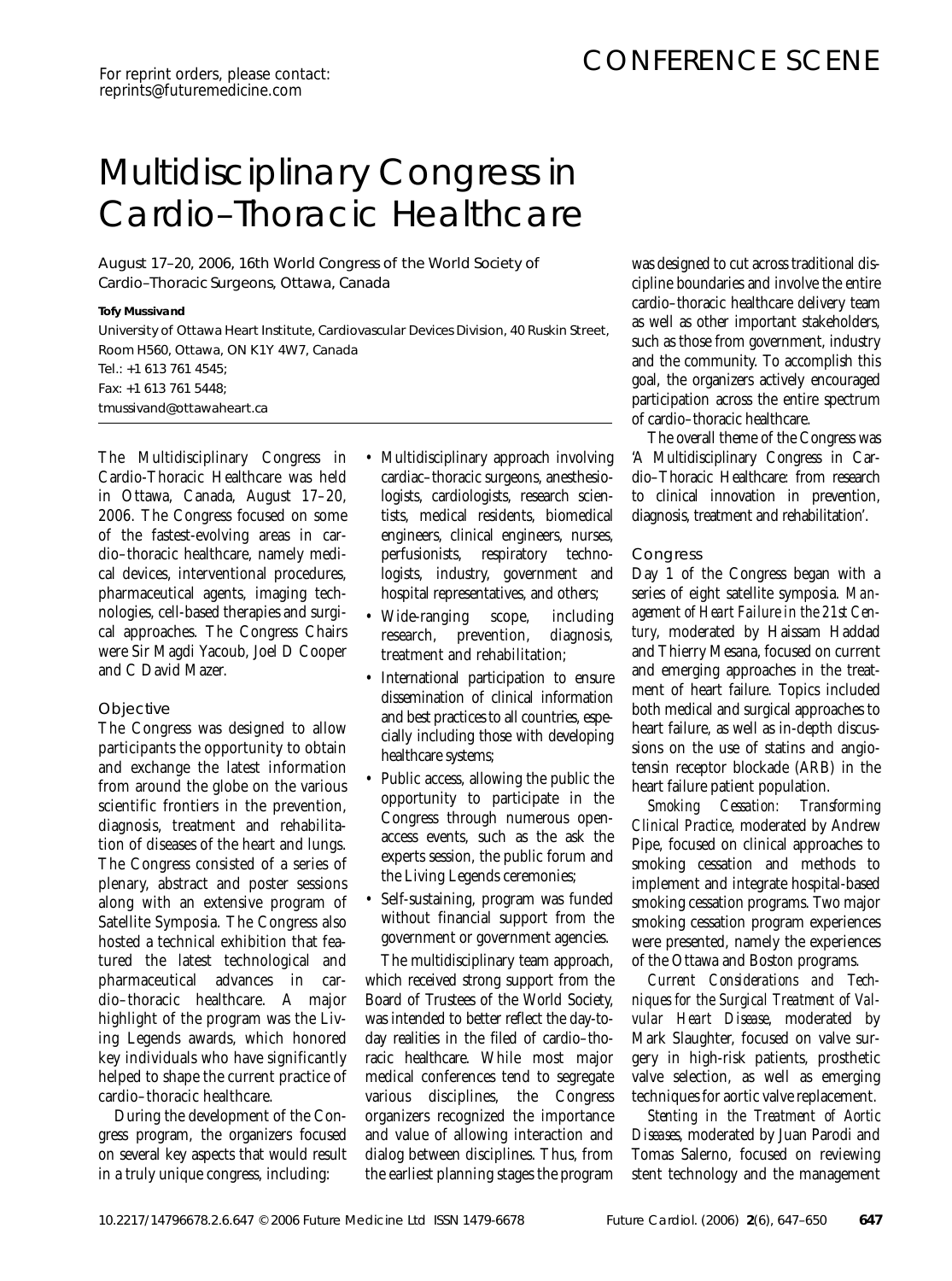For reprint orders, please contact:
reprints@futuremedicine.com

CONFERENCE SCENE

# Multidisciplinary Congress in Cardio–Thoracic Healthcare

August 17–20, 2006, 16th World Congress of the World Society of Cardio–Thoracic Surgeons, Ottawa, Canada

**Tofy Mussivand**

University of Ottawa Heart Institute, Cardiovascular Devices Division, 40 Ruskin Street, Room H560, Ottawa, ON K1Y 4W7, Canada
Tel.: +1 613 761 4545;
Fax: +1 613 761 5448;
tmussivand@ottawaheart.ca

The Multidisciplinary Congress in Cardio-Thoracic Healthcare was held in Ottawa, Canada, August 17–20, 2006. The Congress focused on some of the fastest-evolving areas in cardio–thoracic healthcare, namely medical devices, interventional procedures, pharmaceutical agents, imaging technologies, cell-based therapies and surgical approaches. The Congress Chairs were Sir Magdi Yacoub, Joel D Cooper and C David Mazer.

## Objective

The Congress was designed to allow participants the opportunity to obtain and exchange the latest information from around the globe on the various scientific frontiers in the prevention, diagnosis, treatment and rehabilitation of diseases of the heart and lungs. The Congress consisted of a series of plenary, abstract and poster sessions along with an extensive program of Satellite Symposia. The Congress also hosted a technical exhibition that featured the latest technological and pharmaceutical advances in cardio–thoracic healthcare. A major highlight of the program was the Living Legends awards, which honored key individuals who have significantly helped to shape the current practice of cardio–thoracic healthcare.

During the development of the Congress program, the organizers focused on several key aspects that would result in a truly unique congress, including:

- Multidisciplinary approach involving cardiac–thoracic surgeons, anesthesiologists, cardiologists, research scientists, medical residents, biomedical engineers, clinical engineers, nurses, perfusionists, respiratory technologists, industry, government and hospital representatives, and others;
- Wide-ranging scope, including research, prevention, diagnosis, treatment and rehabilitation;
- International participation to ensure dissemination of clinical information and best practices to all countries, especially including those with developing healthcare systems;
- Public access, allowing the public the opportunity to participate in the Congress through numerous open-access events, such as the ask the experts session, the public forum and the Living Legends ceremonies;
- Self-sustaining, program was funded without financial support from the government or government agencies.

The multidisciplinary team approach, which received strong support from the Board of Trustees of the World Society, was intended to better reflect the day-to-day realities in the filed of cardio–thoracic healthcare. While most major medical conferences tend to segregate various disciplines, the Congress organizers recognized the importance and value of allowing interaction and dialog between disciplines. Thus, from the earliest planning stages the program was designed to cut across traditional discipline boundaries and involve the entire cardio–thoracic healthcare delivery team as well as other important stakeholders, such as those from government, industry and the community. To accomplish this goal, the organizers actively encouraged participation across the entire spectrum of cardio–thoracic healthcare.

The overall theme of the Congress was 'A Multidisciplinary Congress in Cardio–Thoracic Healthcare: from research to clinical innovation in prevention, diagnosis, treatment and rehabilitation'.

## Congress

Day 1 of the Congress began with a series of eight satellite symposia. *Management of Heart Failure in the 21st Century*, moderated by Haissam Haddad and Thierry Mesana, focused on current and emerging approaches in the treatment of heart failure. Topics included both medical and surgical approaches to heart failure, as well as in-depth discussions on the use of statins and angiotensin receptor blockade (ARB) in the heart failure patient population.

*Smoking Cessation: Transforming Clinical Practice*, moderated by Andrew Pipe, focused on clinical approaches to smoking cessation and methods to implement and integrate hospital-based smoking cessation programs. Two major smoking cessation program experiences were presented, namely the experiences of the Ottawa and Boston programs.

*Current Considerations and Techniques for the Surgical Treatment of Valvular Heart Disease*, moderated by Mark Slaughter, focused on valve surgery in high-risk patients, prosthetic valve selection, as well as emerging techniques for aortic valve replacement.

*Stenting in the Treatment of Aortic Diseases*, moderated by Juan Parodi and Tomas Salerno, focused on reviewing stent technology and the management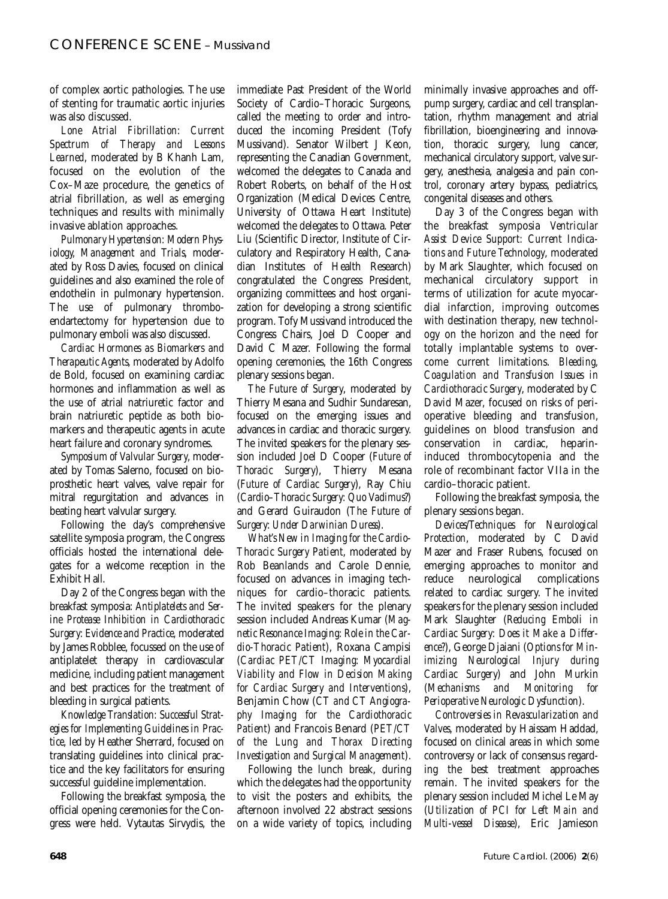of complex aortic pathologies. The use of stenting for traumatic aortic injuries was also discussed.

*Lone Atrial Fibrillation: Current Spectrum of Therapy and Lessons Learned*, moderated by B Khanh Lam, focused on the evolution of the Cox–Maze procedure, the genetics of atrial fibrillation, as well as emerging techniques and results with minimally invasive ablation approaches.

*Pulmonary Hypertension: Modern Physiology, Management and Trials*, moderated by Ross Davies, focused on clinical guidelines and also examined the role of endothelin in pulmonary hypertension. The use of pulmonary thromboendartectomy for hypertension due to pulmonary emboli was also discussed.

*Cardiac Hormones as Biomarkers and Therapeutic Agents*, moderated by Adolfo de Bold, focused on examining cardiac hormones and inflammation as well as the use of atrial natriuretic factor and brain natriuretic peptide as both biomarkers and therapeutic agents in acute heart failure and coronary syndromes.

*Symposium of Valvular Surgery*, moderated by Tomas Salerno, focused on bioprosthetic heart valves, valve repair for mitral regurgitation and advances in beating heart valvular surgery.

Following the day's comprehensive satellite symposia program, the Congress officials hosted the international delegates for a welcome reception in the Exhibit Hall.

Day 2 of the Congress began with the breakfast symposia: *Antiplatelets and Serine Protease Inhibition in Cardiothoracic Surgery: Evidence and Practice*, moderated by James Robblee, focussed on the use of antiplatelet therapy in cardiovascular medicine, including patient management and best practices for the treatment of bleeding in surgical patients.

*Knowledge Translation: Successful Strategies for Implementing Guidelines in Practice*, led by Heather Sherrard, focused on translating guidelines into clinical practice and the key facilitators for ensuring successful guideline implementation.

Following the breakfast symposia, the official opening ceremonies for the Congress were held. Vytautas Sirvydis, the immediate Past President of the World Society of Cardio–Thoracic Surgeons, called the meeting to order and introduced the incoming President (Tofy Mussivand). Senator Wilbert J Keon, representing the Canadian Government, welcomed the delegates to Canada and Robert Roberts, on behalf of the Host Organization (Medical Devices Centre, University of Ottawa Heart Institute) welcomed the delegates to Ottawa. Peter Liu (Scientific Director, Institute of Circulatory and Respiratory Health, Canadian Institutes of Health Research) congratulated the Congress President, organizing committees and host organization for developing a strong scientific program. Tofy Mussivand introduced the Congress Chairs, Joel D Cooper and David C Mazer. Following the formal opening ceremonies, the 16th Congress plenary sessions began.

*The Future of Surgery*, moderated by Thierry Mesana and Sudhir Sundaresan, focused on the emerging issues and advances in cardiac and thoracic surgery. The invited speakers for the plenary session included Joel D Cooper (*Future of Thoracic Surgery*), Thierry Mesana (*Future of Cardiac Surgery*), Ray Chiu (*Cardio–Thoracic Surgery: Quo Vadimus?*) and Gerard Guiraudon (*The Future of Surgery: Under Darwinian Duress*).

*What's New in Imaging for the Cardio-Thoracic Surgery Patient*, moderated by Rob Beanlands and Carole Dennie, focused on advances in imaging techniques for cardio–thoracic patients. The invited speakers for the plenary session included Andreas Kumar (*Magnetic Resonance Imaging: Role in the Cardio-Thoracic Patient*), Roxana Campisi (*Cardiac PET/CT Imaging: Myocardial Viability and Flow in Decision Making for Cardiac Surgery and Interventions*), Benjamin Chow (*CT and CT Angiography Imaging for the Cardiothoracic Patient*) and Francois Benard (*PET/CT of the Lung and Thorax Directing Investigation and Surgical Management*).

Following the lunch break, during which the delegates had the opportunity to visit the posters and exhibits, the afternoon involved 22 abstract sessions on a wide variety of topics, including minimally invasive approaches and off-pump surgery, cardiac and cell transplantation, rhythm management and atrial fibrillation, bioengineering and innovation, thoracic surgery, lung cancer, mechanical circulatory support, valve surgery, anesthesia, analgesia and pain control, coronary artery bypass, pediatrics, congenital diseases and others.

Day 3 of the Congress began with the breakfast symposia *Ventricular Assist Device Support: Current Indications and Future Technology*, moderated by Mark Slaughter, which focused on mechanical circulatory support in terms of utilization for acute myocardial infarction, improving outcomes with destination therapy, new technology on the horizon and the need for totally implantable systems to overcome current limitations. *Bleeding, Coagulation and Transfusion Issues in Cardiothoracic Surgery*, moderated by C David Mazer, focused on risks of perioperative bleeding and transfusion, guidelines on blood transfusion and conservation in cardiac, heparin-induced thrombocytopenia and the role of recombinant factor VIIa in the cardio–thoracic patient.

Following the breakfast symposia, the plenary sessions began.

*Devices/Techniques for Neurological Protection*, moderated by C David Mazer and Fraser Rubens, focused on emerging approaches to monitor and reduce neurological complications related to cardiac surgery. The invited speakers for the plenary session included Mark Slaughter (*Reducing Emboli in Cardiac Surgery: Does it Make a Difference?*), George Djaiani (*Options for Minimizing Neurological Injury during Cardiac Surgery*) and John Murkin (*Mechanisms and Monitoring for Perioperative Neurologic Dysfunction*).

*Controversies in Revascularization and Valves*, moderated by Haissam Haddad, focused on clinical areas in which some controversy or lack of consensus regarding the best treatment approaches remain. The invited speakers for the plenary session included Michel Le May (*Utilization of PCI for Left Main and Multi-vessel Disease*), Eric Jamieson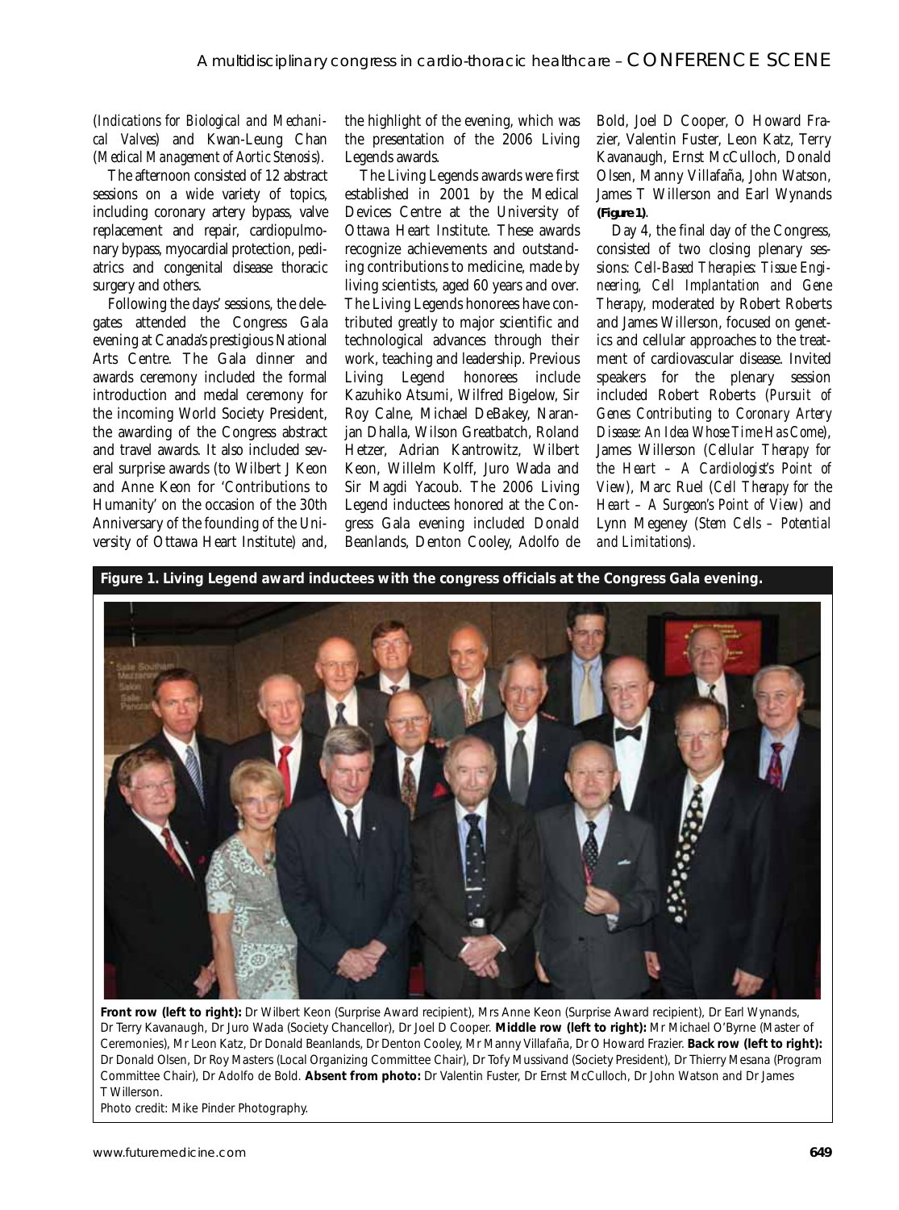(*Indications for Biological and Mechanical Valves*) and Kwan-Leung Chan (*Medical Management of Aortic Stenosis*).

The afternoon consisted of 12 abstract sessions on a wide variety of topics, including coronary artery bypass, valve replacement and repair, cardiopulmonary bypass, myocardial protection, pediatrics and congenital disease thoracic surgery and others.

Following the days' sessions, the delegates attended the Congress Gala evening at Canada's prestigious National Arts Centre. The Gala dinner and awards ceremony included the formal introduction and medal ceremony for the incoming World Society President, the awarding of the Congress abstract and travel awards. It also included several surprise awards (to Wilbert J Keon and Anne Keon for 'Contributions to Humanity' on the occasion of the 30th Anniversary of the founding of the University of Ottawa Heart Institute) and, the highlight of the evening, which was the presentation of the 2006 Living Legends awards.

The Living Legends awards were first established in 2001 by the Medical Devices Centre at the University of Ottawa Heart Institute. These awards recognize achievements and outstanding contributions to medicine, made by living scientists, aged 60 years and over. The Living Legends honorees have contributed greatly to major scientific and technological advances through their work, teaching and leadership. Previous Living Legend honorees include Kazuhiko Atsumi, Wilfred Bigelow, Sir Roy Calne, Michael DeBakey, Naranjan Dhalla, Wilson Greatbatch, Roland Hetzer, Adrian Kantrowitz, Wilbert Keon, Willelm Kolff, Juro Wada and Sir Magdi Yacoub. The 2006 Living Legend inductees honored at the Congress Gala evening included Donald Beanlands, Denton Cooley, Adolfo de Bold, Joel D Cooper, O Howard Frazier, Valentin Fuster, Leon Katz, Terry Kavanaugh, Ernst McCulloch, Donald Olsen, Manny Villafaña, John Watson, James T Willerson and Earl Wynands **(Figure 1)**.

Day 4, the final day of the Congress, consisted of two closing plenary sessions: *Cell-Based Therapies: Tissue Engineering, Cell Implantation and Gene Therapy*, moderated by Robert Roberts and James Willerson, focused on genetics and cellular approaches to the treatment of cardiovascular disease. Invited speakers for the plenary session included Robert Roberts (*Pursuit of Genes Contributing to Coronary Artery Disease: An Idea Whose Time Has Come*), James Willerson (*Cellular Therapy for the Heart – A Cardiologist's Point of View*), Marc Ruel (*Cell Therapy for the Heart – A Surgeon's Point of View*) and Lynn Megeney (*Stem Cells – Potential and Limitations*).

**Figure 1. Living Legend award inductees with the congress officials at the Congress Gala evening.**

**Front row (left to right):** Dr Wilbert Keon (Surprise Award recipient), Mrs Anne Keon (Surprise Award recipient), Dr Earl Wynands, Dr Terry Kavanaugh, Dr Juro Wada (Society Chancellor), Dr Joel D Cooper. **Middle row (left to right):** Mr Michael O'Byrne (Master of Ceremonies), Mr Leon Katz, Dr Donald Beanlands, Dr Denton Cooley, Mr Manny Villafaña, Dr O Howard Frazier. **Back row (left to right):** Dr Donald Olsen, Dr Roy Masters (Local Organizing Committee Chair), Dr Tofy Mussivand (Society President), Dr Thierry Mesana (Program Committee Chair), Dr Adolfo de Bold. **Absent from photo:** Dr Valentin Fuster, Dr Ernst McCulloch, Dr John Watson and Dr James T Willerson.

Photo credit: Mike Pinder Photography.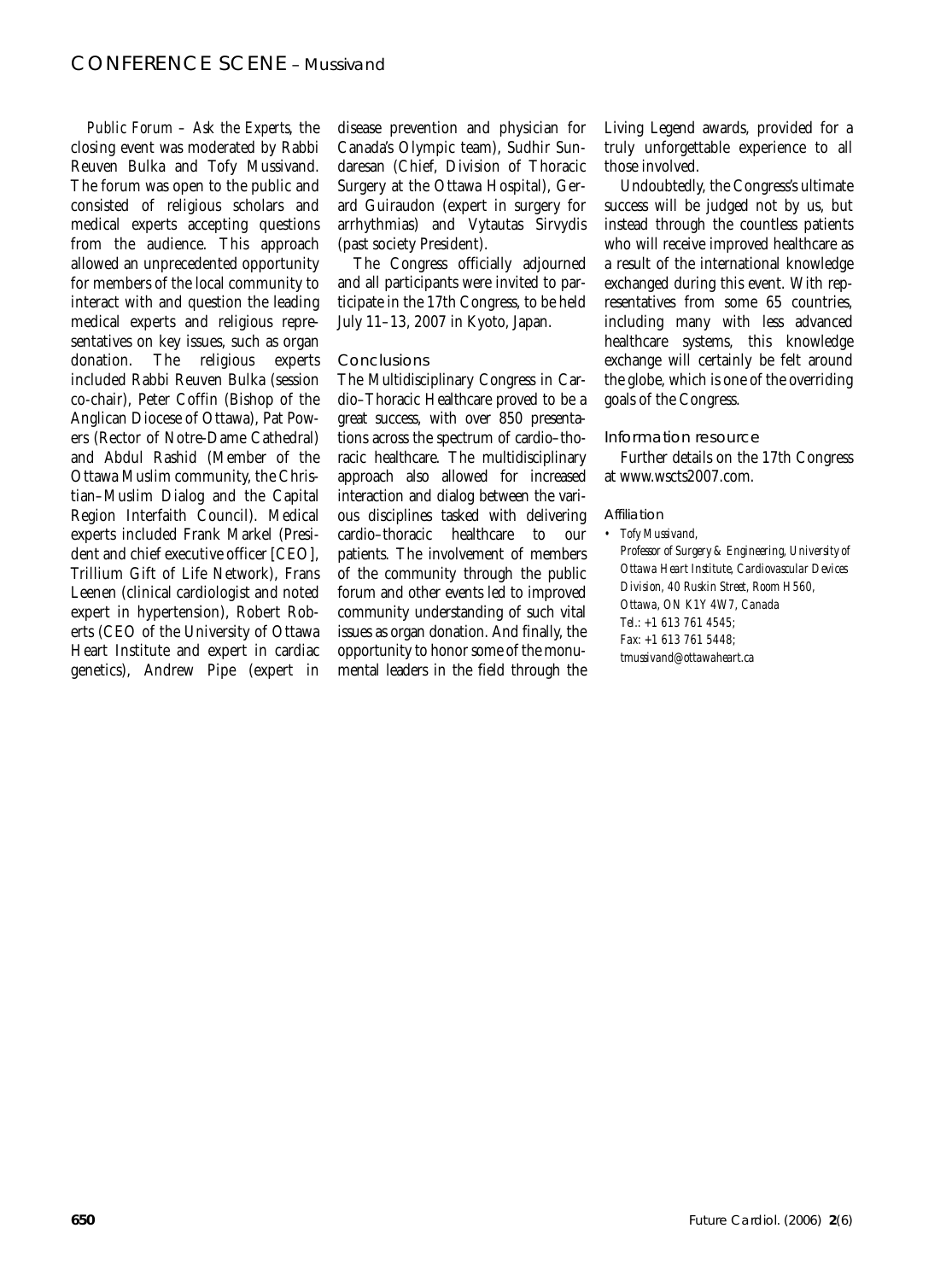*Public Forum – Ask the Experts*, the closing event was moderated by Rabbi Reuven Bulka and Tofy Mussivand. The forum was open to the public and consisted of religious scholars and medical experts accepting questions from the audience. This approach allowed an unprecedented opportunity for members of the local community to interact with and question the leading medical experts and religious representatives on key issues, such as organ donation. The religious experts included Rabbi Reuven Bulka (session co-chair), Peter Coffin (Bishop of the Anglican Diocese of Ottawa), Pat Powers (Rector of Notre-Dame Cathedral) and Abdul Rashid (Member of the Ottawa Muslim community, the Christian–Muslim Dialog and the Capital Region Interfaith Council). Medical experts included Frank Markel (President and chief executive officer [CEO], Trillium Gift of Life Network), Frans Leenen (clinical cardiologist and noted expert in hypertension), Robert Roberts (CEO of the University of Ottawa Heart Institute and expert in cardiac genetics), Andrew Pipe (expert in disease prevention and physician for Canada's Olympic team), Sudhir Sundaresan (Chief, Division of Thoracic Surgery at the Ottawa Hospital), Gerard Guiraudon (expert in surgery for arrhythmias) and Vytautas Sirvydis (past society President).

The Congress officially adjourned and all participants were invited to participate in the 17th Congress, to be held July 11–13, 2007 in Kyoto, Japan.

## Conclusions

The Multidisciplinary Congress in Cardio–Thoracic Healthcare proved to be a great success, with over 850 presentations across the spectrum of cardio–thoracic healthcare. The multidisciplinary approach also allowed for increased interaction and dialog between the various disciplines tasked with delivering cardio–thoracic healthcare to our patients. The involvement of members of the community through the public forum and other events led to improved community understanding of such vital issues as organ donation. And finally, the opportunity to honor some of the monumental leaders in the field through the Living Legend awards, provided for a truly unforgettable experience to all those involved.

Undoubtedly, the Congress's ultimate success will be judged not by us, but instead through the countless patients who will receive improved healthcare as a result of the international knowledge exchanged during this event. With representatives from some 65 countries, including many with less advanced healthcare systems, this knowledge exchange will certainly be felt around the globe, which is one of the overriding goals of the Congress.

## Information resource

Further details on the 17th Congress at www.wscts2007.com.

## Affiliation

- *Tofy Mussivand, Professor of Surgery & Engineering, University of Ottawa Heart Institute, Cardiovascular Devices Division, 40 Ruskin Street, Room H560, Ottawa, ON K1Y 4W7, Canada*
  *Tel.: +1 613 761 4545;*
  *Fax: +1 613 761 5448;*
  *tmussivand@ottawaheart.ca*